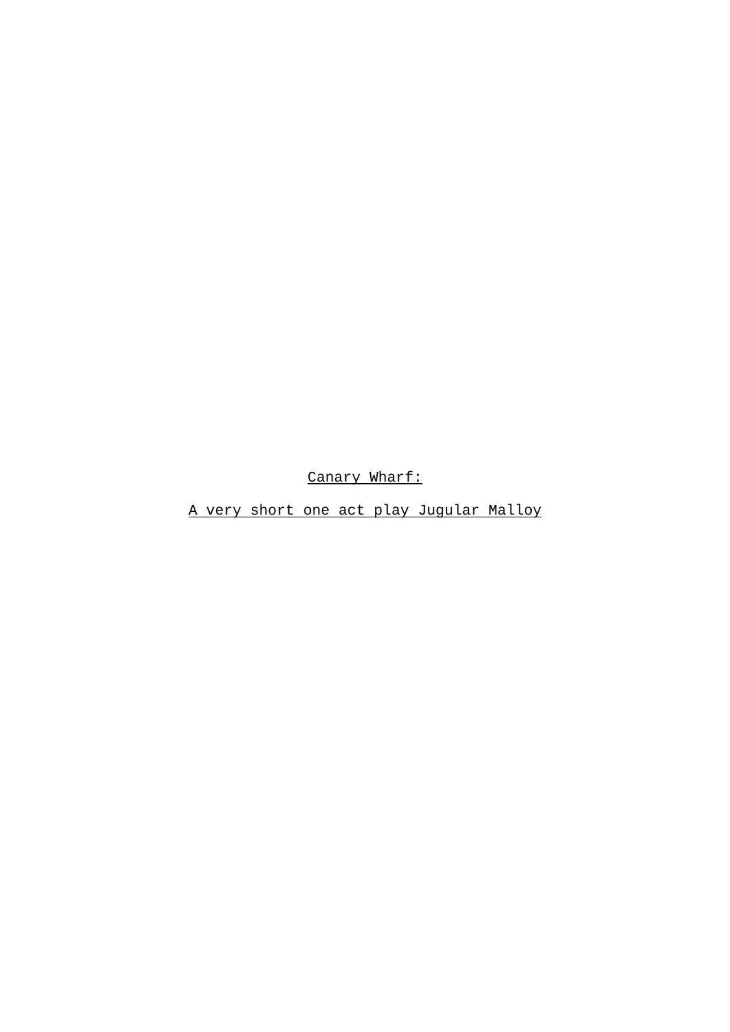Canary Wharf:

A very short one act play Jugular Malloy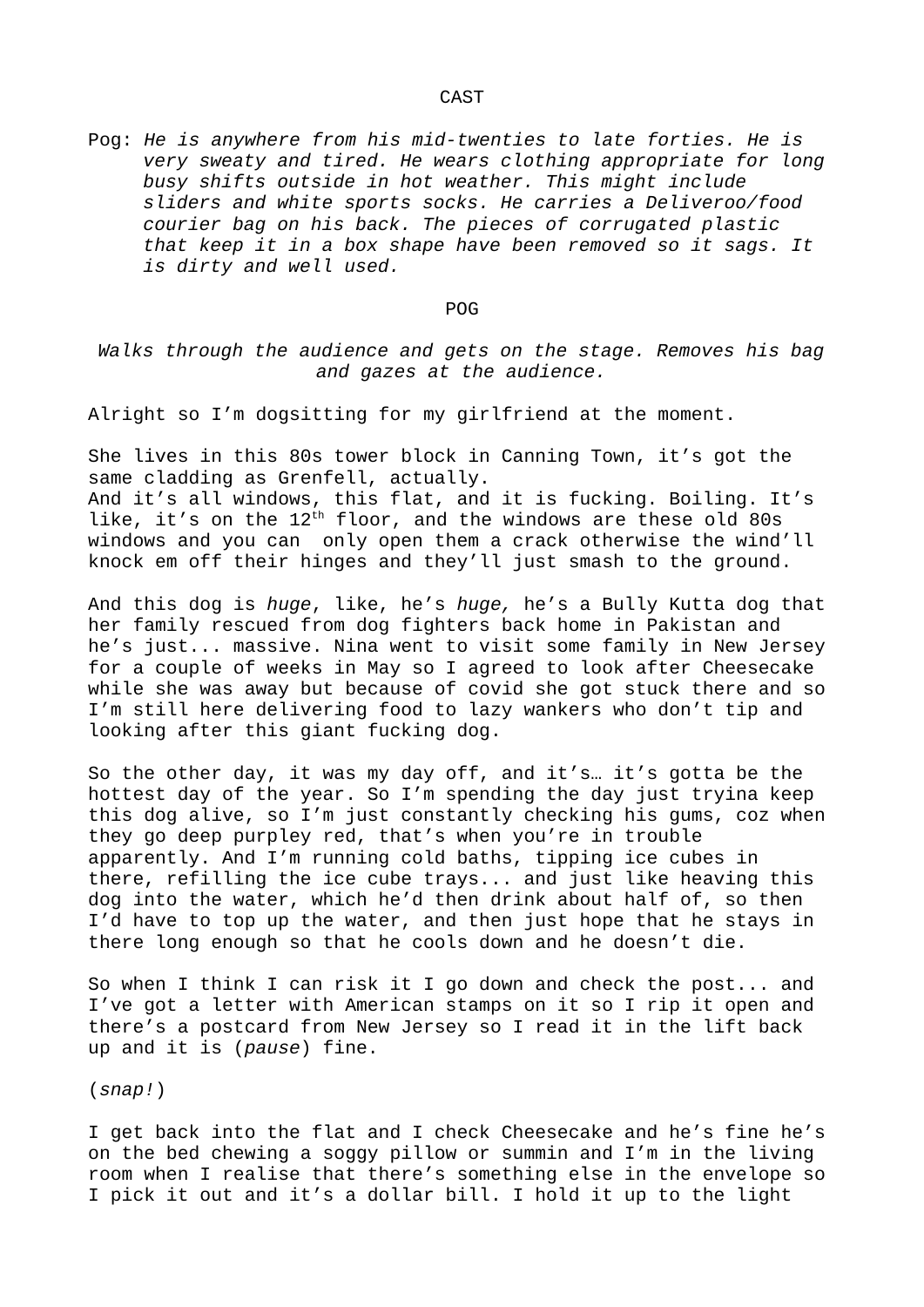CAST

Pog: *He is anywhere from his mid-twenties to late forties. He is very sweaty and tired. He wears clothing appropriate for long busy shifts outside in hot weather. This might include sliders and white sports socks. He carries a Deliveroo/food courier bag on his back. The pieces of corrugated plastic that keep it in a box shape have been removed so it sags. It is dirty and well used.*

POG

*Walks through the audience and gets on the stage. Removes his bag and gazes at the audience.*

Alright so I'm dogsitting for my girlfriend at the moment.

She lives in this 80s tower block in Canning Town, it's got the same cladding as Grenfell, actually.
And it's all windows, this flat, and it is fucking. Boiling. It's like, it's on the 12th floor, and the windows are these old 80s windows and you can only open them a crack otherwise the wind'll knock em off their hinges and they'll just smash to the ground.

And this dog is *huge*, like, he's *huge,* he's a Bully Kutta dog that her family rescued from dog fighters back home in Pakistan and he's just... massive. Nina went to visit some family in New Jersey for a couple of weeks in May so I agreed to look after Cheesecake while she was away but because of covid she got stuck there and so I'm still here delivering food to lazy wankers who don't tip and looking after this giant fucking dog.

So the other day, it was my day off, and it's… it's gotta be the hottest day of the year. So I'm spending the day just tryina keep this dog alive, so I'm just constantly checking his gums, coz when they go deep purpley red, that's when you're in trouble apparently. And I'm running cold baths, tipping ice cubes in there, refilling the ice cube trays... and just like heaving this dog into the water, which he'd then drink about half of, so then I'd have to top up the water, and then just hope that he stays in there long enough so that he cools down and he doesn't die.

So when I think I can risk it I go down and check the post... and I've got a letter with American stamps on it so I rip it open and there's a postcard from New Jersey so I read it in the lift back up and it is (*pause*) fine.

(*snap!*)

I get back into the flat and I check Cheesecake and he's fine he's on the bed chewing a soggy pillow or summin and I'm in the living room when I realise that there's something else in the envelope so I pick it out and it's a dollar bill. I hold it up to the light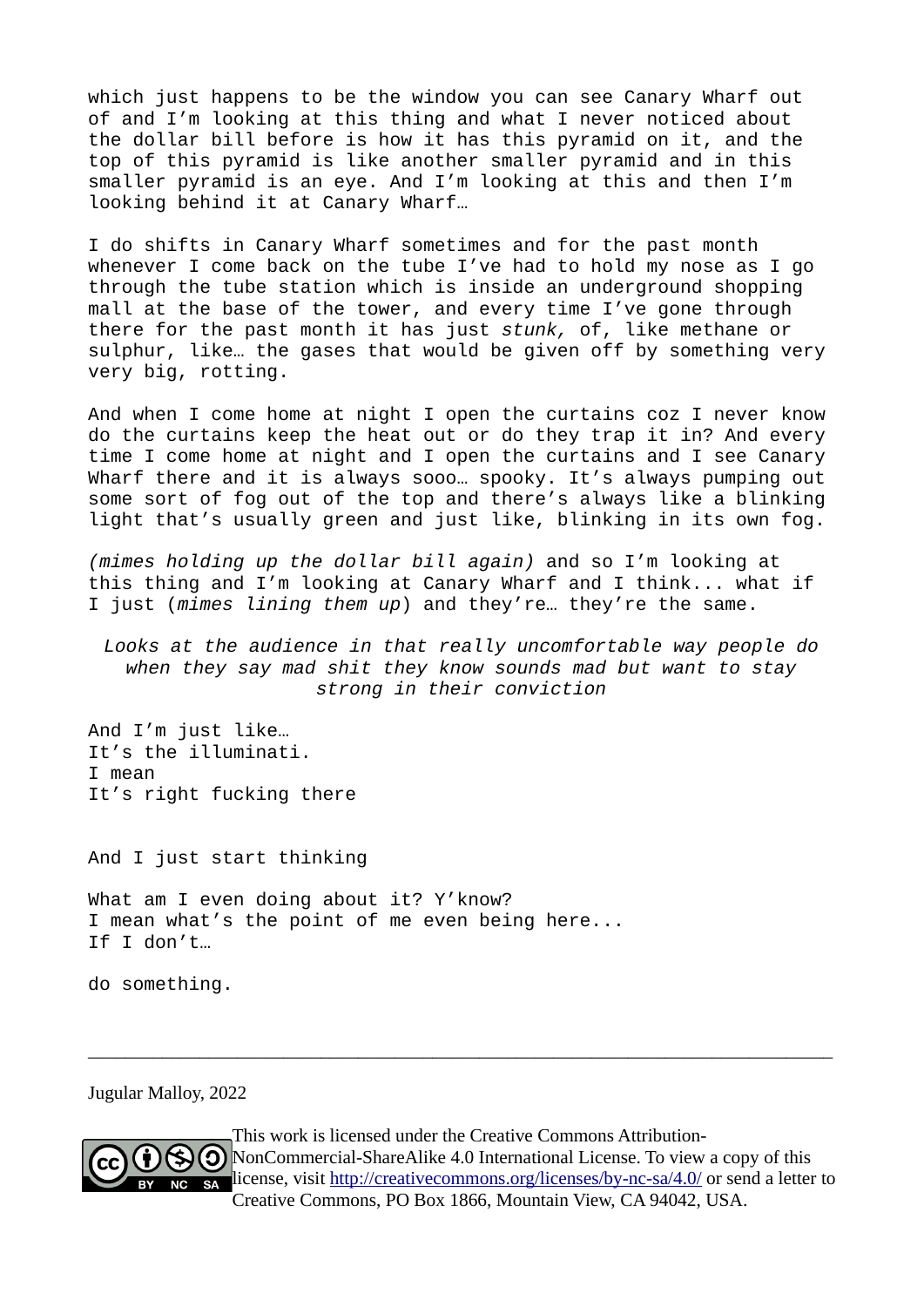which just happens to be the window you can see Canary Wharf out of and I'm looking at this thing and what I never noticed about the dollar bill before is how it has this pyramid on it, and the top of this pyramid is like another smaller pyramid and in this smaller pyramid is an eye. And I'm looking at this and then I'm looking behind it at Canary Wharf…

I do shifts in Canary Wharf sometimes and for the past month whenever I come back on the tube I've had to hold my nose as I go through the tube station which is inside an underground shopping mall at the base of the tower, and every time I've gone through there for the past month it has just *stunk,* of, like methane or sulphur, like… the gases that would be given off by something very very big, rotting.

And when I come home at night I open the curtains coz I never know do the curtains keep the heat out or do they trap it in? And every time I come home at night and I open the curtains and I see Canary Wharf there and it is always sooo… spooky. It's always pumping out some sort of fog out of the top and there's always like a blinking light that's usually green and just like, blinking in its own fog.

*(mimes holding up the dollar bill again)* and so I'm looking at this thing and I'm looking at Canary Wharf and I think... what if I just (*mimes lining them up*) and they're… they're the same.

*Looks at the audience in that really uncomfortable way people do when they say mad shit they know sounds mad but want to stay strong in their conviction*

And I'm just like…
It's the illuminati.
I mean
It's right fucking there

And I just start thinking

What am I even doing about it? Y'know?
I mean what's the point of me even being here...
If I don't…

do something.

---

Jugular Malloy, 2022

This work is licensed under the Creative Commons Attribution-NonCommercial-ShareAlike 4.0 International License. To view a copy of this license, visit http://creativecommons.org/licenses/by-nc-sa/4.0/ or send a letter to Creative Commons, PO Box 1866, Mountain View, CA 94042, USA.